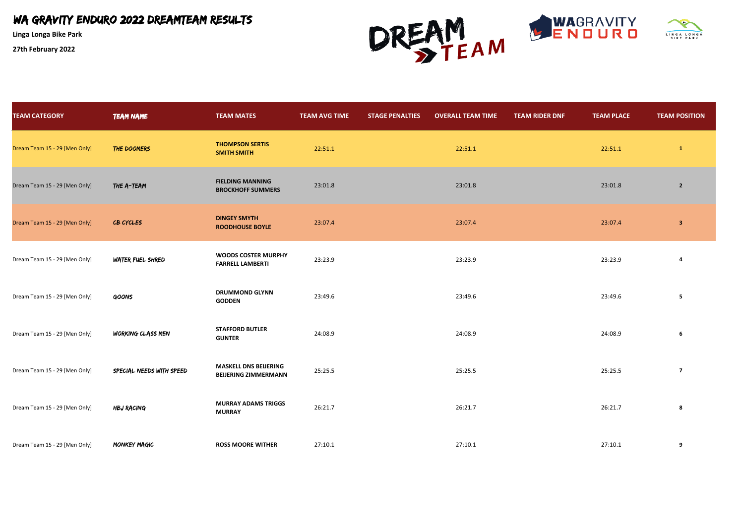# WA GRAVITY ENDURO 2022 DREAMTEAM RESULTS

**Linga Longa Bike Park**

**27th February 2022**

| TEAM CATEGORY | TEAM NAME | TEAM MATES | TEAM AVG TIME | STAGE PENALTIES | OVERALL TEAM TIME | TEAM RIDER DNF | TEAM PLACE | TEAM POSITION |
|---|---|---|---|---|---|---|---|---|
| Dream Team 15 - 29 [Men Only] | THE DOOMERS | **THOMPSON SERTIS SMITH SMITH** | 22:51.1 | | 22:51.1 | | 22:51.1 | **1** |
| Dream Team 15 - 29 [Men Only] | THE A-TEAM | **FIELDING MANNING BROCKHOFF SUMMERS** | 23:01.8 | | 23:01.8 | | 23:01.8 | **2** |
| Dream Team 15 - 29 [Men Only] | CB CYCLES | **DINGEY SMYTH ROODHOUSE BOYLE** | 23:07.4 | | 23:07.4 | | 23:07.4 | **3** |
| Dream Team 15 - 29 [Men Only] | WATER FUEL SHRED | **WOODS COSTER MURPHY FARRELL LAMBERTI** | 23:23.9 | | 23:23.9 | | 23:23.9 | **4** |
| Dream Team 15 - 29 [Men Only] | GOONS | **DRUMMOND GLYNN GODDEN** | 23:49.6 | | 23:49.6 | | 23:49.6 | **5** |
| Dream Team 15 - 29 [Men Only] | WORKING CLASS MEN | **STAFFORD BUTLER GUNTER** | 24:08.9 | | 24:08.9 | | 24:08.9 | **6** |
| Dream Team 15 - 29 [Men Only] | SPECIAL NEEDS WITH SPEED | **MASKELL DNS BEIJERING BEIJERING ZIMMERMANN** | 25:25.5 | | 25:25.5 | | 25:25.5 | **7** |
| Dream Team 15 - 29 [Men Only] | HBJ RACING | **MURRAY ADAMS TRIGGS MURRAY** | 26:21.7 | | 26:21.7 | | 26:21.7 | **8** |
| Dream Team 15 - 29 [Men Only] | MONKEY MAGIC | **ROSS MOORE WITHER** | 27:10.1 | | 27:10.1 | | 27:10.1 | **9** |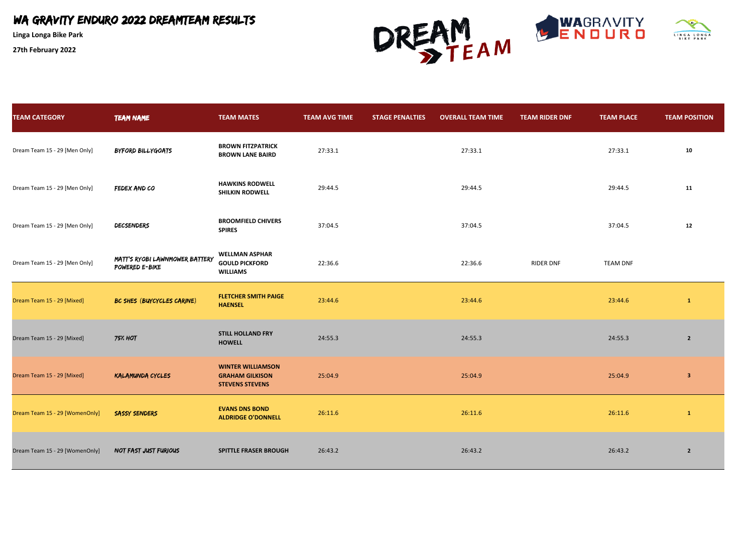# WA GRAVITY ENDURO 2022 DREAMTEAM RESULTS

**Linga Longa Bike Park**

**27th February 2022**

| TEAM CATEGORY | TEAM NAME | TEAM MATES | TEAM AVG TIME | STAGE PENALTIES | OVERALL TEAM TIME | TEAM RIDER DNF | TEAM PLACE | TEAM POSITION |
|---|---|---|---|---|---|---|---|---|
| Dream Team 15 - 29 [Men Only] | BYFORD BILLYGOATS | **BROWN FITZPATRICK BROWN LANE BAIRD** | 27:33.1 | | 27:33.1 | | 27:33.1 | **10** |
| Dream Team 15 - 29 [Men Only] | FEDEX AND CO | **HAWKINS RODWELL SHILKIN RODWELL** | 29:44.5 | | 29:44.5 | | 29:44.5 | **11** |
| Dream Team 15 - 29 [Men Only] | DECSENDERS | **BROOMFIELD CHIVERS SPIRES** | 37:04.5 | | 37:04.5 | | 37:04.5 | **12** |
| Dream Team 15 - 29 [Men Only] | MATT'S RYOBI LAWNMOWER BATTERY POWERED E-BIKE | **WELLMAN ASPHAR GOULD PICKFORD WILLIAMS** | 22:36.6 | | 22:36.6 | RIDER DNF | TEAM DNF | |
| Dream Team 15 - 29 [Mixed] | BC SHES (BUYCYCLES CARINE) | **FLETCHER SMITH PAIGE HAENSEL** | 23:44.6 | | 23:44.6 | | 23:44.6 | **1** |
| Dream Team 15 - 29 [Mixed] | 75% HOT | **STILL HOLLAND FRY HOWELL** | 24:55.3 | | 24:55.3 | | 24:55.3 | **2** |
| Dream Team 15 - 29 [Mixed] | KALAMUNDA CYCLES | **WINTER WILLIAMSON GRAHAM GILKISON STEVENS STEVENS** | 25:04.9 | | 25:04.9 | | 25:04.9 | **3** |
| Dream Team 15 - 29 [WomenOnly] | SASSY SENDERS | **EVANS DNS BOND ALDRIDGE O'DONNELL** | 26:11.6 | | 26:11.6 | | 26:11.6 | **1** |
| Dream Team 15 - 29 [WomenOnly] | NOT FAST JUST FURIOUS | **SPITTLE FRASER BROUGH** | 26:43.2 | | 26:43.2 | | 26:43.2 | **2** |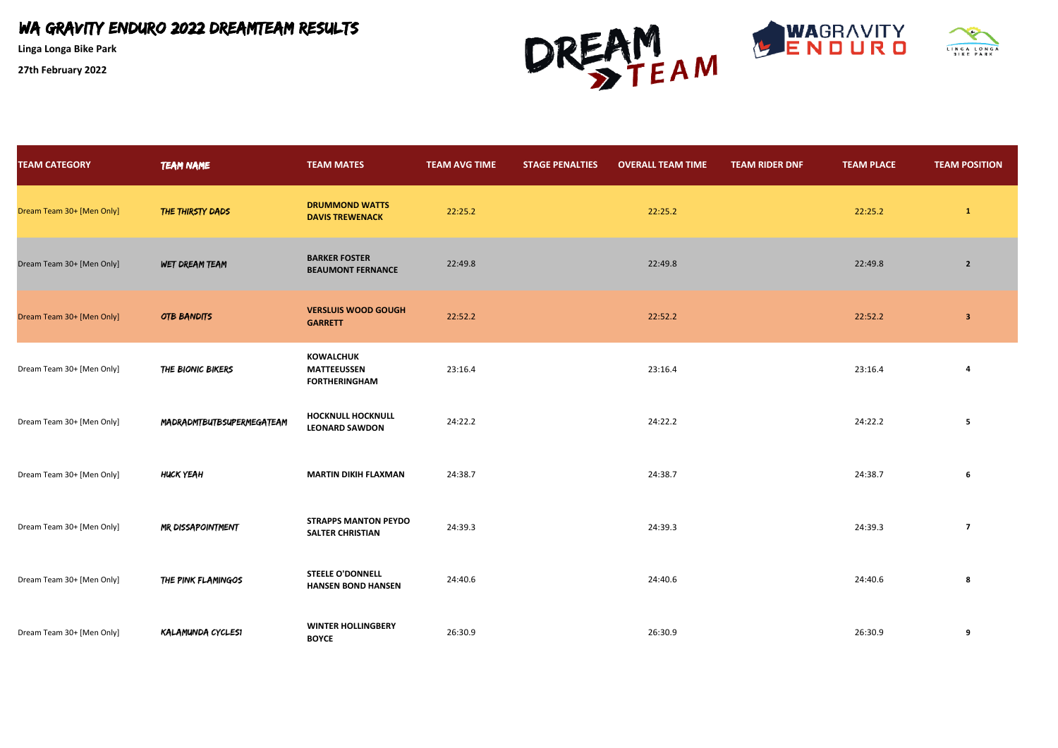# WA GRAVITY ENDURO 2022 DREAMTEAM RESULTS

**Linga Longa Bike Park**

**27th February 2022**

| TEAM CATEGORY | TEAM NAME | TEAM MATES | TEAM AVG TIME | STAGE PENALTIES | OVERALL TEAM TIME | TEAM RIDER DNF | TEAM PLACE | TEAM POSITION |
|---|---|---|---|---|---|---|---|---|
| Dream Team 30+ [Men Only] | THE THIRSTY DADS | **DRUMMOND WATTS DAVIS TREWENACK** | 22:25.2 | | 22:25.2 | | 22:25.2 | **1** |
| Dream Team 30+ [Men Only] | WET DREAM TEAM | **BARKER FOSTER BEAUMONT FERNANCE** | 22:49.8 | | 22:49.8 | | 22:49.8 | **2** |
| Dream Team 30+ [Men Only] | OTB BANDITS | **VERSLUIS WOOD GOUGH GARRETT** | 22:52.2 | | 22:52.2 | | 22:52.2 | **3** |
| Dream Team 30+ [Men Only] | THE BIONIC BIKERS | **KOWALCHUK MATTEEUSSEN FORTHERINGHAM** | 23:16.4 | | 23:16.4 | | 23:16.4 | **4** |
| Dream Team 30+ [Men Only] | MADRADMTBUTBSUPERMEGATEAM | **HOCKNULL HOCKNULL LEONARD SAWDON** | 24:22.2 | | 24:22.2 | | 24:22.2 | **5** |
| Dream Team 30+ [Men Only] | HUCK YEAH | **MARTIN DIKIH FLAXMAN** | 24:38.7 | | 24:38.7 | | 24:38.7 | **6** |
| Dream Team 30+ [Men Only] | MR DISSAPOINTMENT | **STRAPPS MANTON PEYDO SALTER CHRISTIAN** | 24:39.3 | | 24:39.3 | | 24:39.3 | **7** |
| Dream Team 30+ [Men Only] | THE PINK FLAMINGOS | **STEELE O'DONNELL HANSEN BOND HANSEN** | 24:40.6 | | 24:40.6 | | 24:40.6 | **8** |
| Dream Team 30+ [Men Only] | KALAMUNDA CYCLES1 | **WINTER HOLLINGBERY BOYCE** | 26:30.9 | | 26:30.9 | | 26:30.9 | **9** |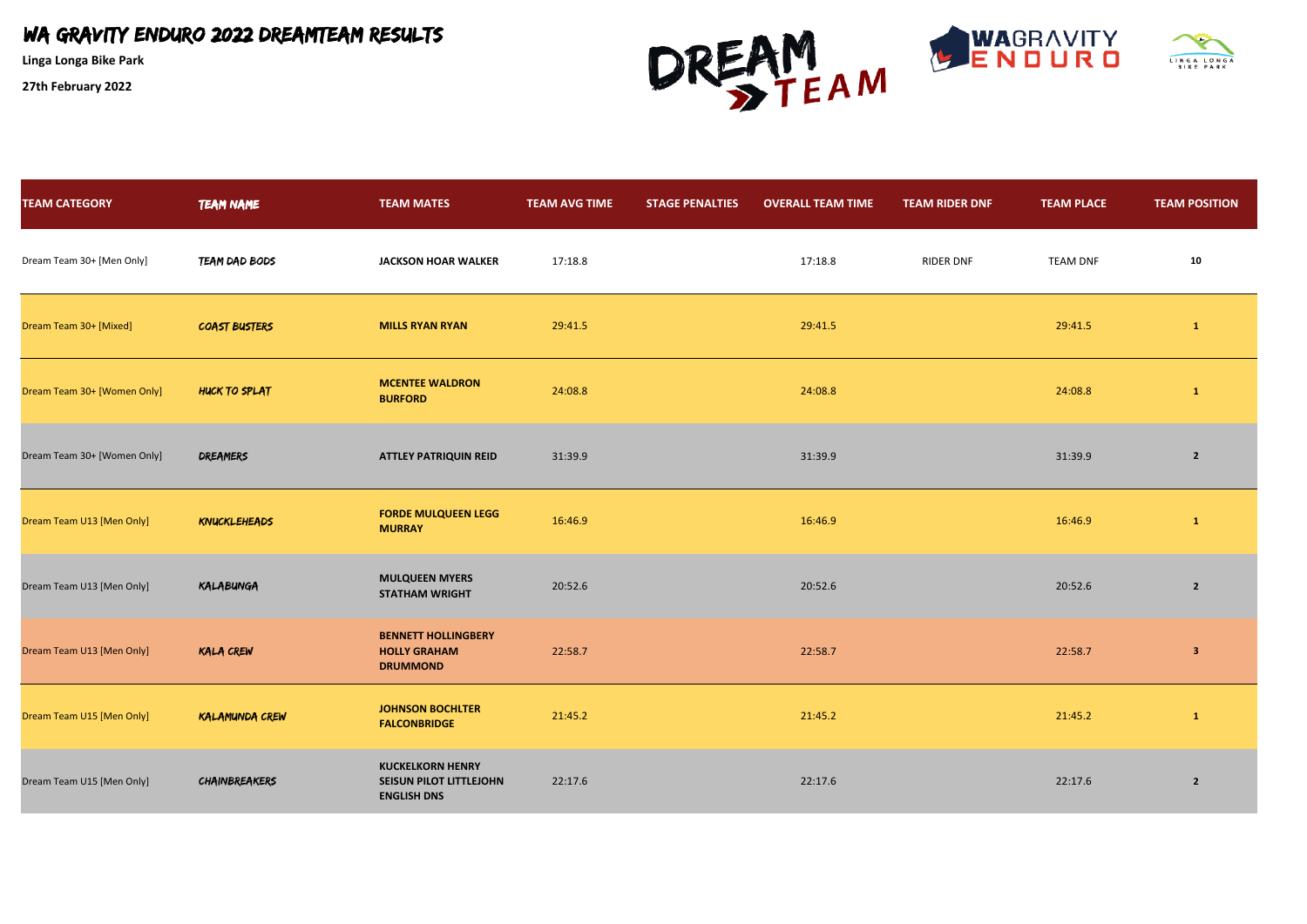# WA GRAVITY ENDURO 2022 DREAMTEAM RESULTS

**Linga Longa Bike Park**

**27th February 2022**

| TEAM CATEGORY | TEAM NAME | TEAM MATES | TEAM AVG TIME | STAGE PENALTIES | OVERALL TEAM TIME | TEAM RIDER DNF | TEAM PLACE | TEAM POSITION |
|---|---|---|---|---|---|---|---|---|
| Dream Team 30+ [Men Only] | TEAM DAD BODS | **JACKSON HOAR WALKER** | 17:18.8 | | 17:18.8 | RIDER DNF | TEAM DNF | **10** |
| Dream Team 30+ [Mixed] | COAST BUSTERS | **MILLS RYAN RYAN** | 29:41.5 | | 29:41.5 | | 29:41.5 | **1** |
| Dream Team 30+ [Women Only] | HUCK TO SPLAT | **MCENTEE WALDRON BURFORD** | 24:08.8 | | 24:08.8 | | 24:08.8 | **1** |
| Dream Team 30+ [Women Only] | DREAMERS | **ATTLEY PATRIQUIN REID** | 31:39.9 | | 31:39.9 | | 31:39.9 | **2** |
| Dream Team U13 [Men Only] | KNUCKLEHEADS | **FORDE MULQUEEN LEGG MURRAY** | 16:46.9 | | 16:46.9 | | 16:46.9 | **1** |
| Dream Team U13 [Men Only] | KALABUNGA | **MULQUEEN MYERS STATHAM WRIGHT** | 20:52.6 | | 20:52.6 | | 20:52.6 | **2** |
| Dream Team U13 [Men Only] | KALA CREW | **BENNETT HOLLINGBERY HOLLY GRAHAM DRUMMOND** | 22:58.7 | | 22:58.7 | | 22:58.7 | **3** |
| Dream Team U15 [Men Only] | KALAMUNDA CREW | **JOHNSON BOCHLTER FALCONBRIDGE** | 21:45.2 | | 21:45.2 | | 21:45.2 | **1** |
| Dream Team U15 [Men Only] | CHAINBREAKERS | **KUCKELKORN HENRY SEISUN PILOT LITTLEJOHN ENGLISH DNS** | 22:17.6 | | 22:17.6 | | 22:17.6 | **2** |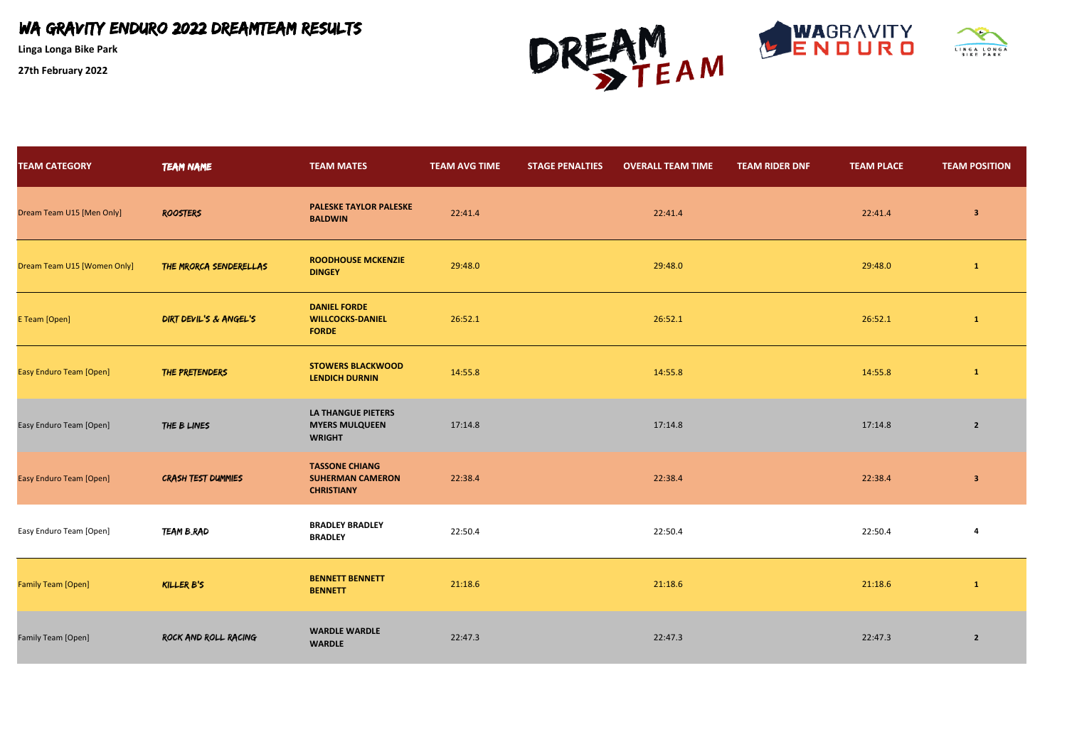# WA GRAVITY ENDURO 2022 DREAMTEAM RESULTS

**Linga Longa Bike Park**

**27th February 2022**

| TEAM CATEGORY | TEAM NAME | TEAM MATES | TEAM AVG TIME | STAGE PENALTIES | OVERALL TEAM TIME | TEAM RIDER DNF | TEAM PLACE | TEAM POSITION |
|---|---|---|---|---|---|---|---|---|
| Dream Team U15 [Men Only] | ROOSTERS | **PALESKE TAYLOR PALESKE BALDWIN** | 22:41.4 | | 22:41.4 | | 22:41.4 | **3** |
| Dream Team U15 [Women Only] | THE MRORCA SENDERELLAS | **ROODHOUSE MCKENZIE DINGEY** | 29:48.0 | | 29:48.0 | | 29:48.0 | **1** |
| E Team [Open] | DIRT DEVIL'S & ANGEL'S | **DANIEL FORDE WILLCOCKS-DANIEL FORDE** | 26:52.1 | | 26:52.1 | | 26:52.1 | **1** |
| Easy Enduro Team [Open] | THE PRETENDERS | **STOWERS BLACKWOOD LENDICH DURNIN** | 14:55.8 | | 14:55.8 | | 14:55.8 | **1** |
| Easy Enduro Team [Open] | THE B LINES | **LA THANGUE PIETERS MYERS MULQUEEN WRIGHT** | 17:14.8 | | 17:14.8 | | 17:14.8 | **2** |
| Easy Enduro Team [Open] | CRASH TEST DUMMIES | **TASSONE CHIANG SUHERMAN CAMERON CHRISTIANY** | 22:38.4 | | 22:38.4 | | 22:38.4 | **3** |
| Easy Enduro Team [Open] | TEAM B.RAD | **BRADLEY BRADLEY BRADLEY** | 22:50.4 | | 22:50.4 | | 22:50.4 | **4** |
| Family Team [Open] | KILLER B'S | **BENNETT BENNETT BENNETT** | 21:18.6 | | 21:18.6 | | 21:18.6 | **1** |
| Family Team [Open] | ROCK AND ROLL RACING | **WARDLE WARDLE WARDLE** | 22:47.3 | | 22:47.3 | | 22:47.3 | **2** |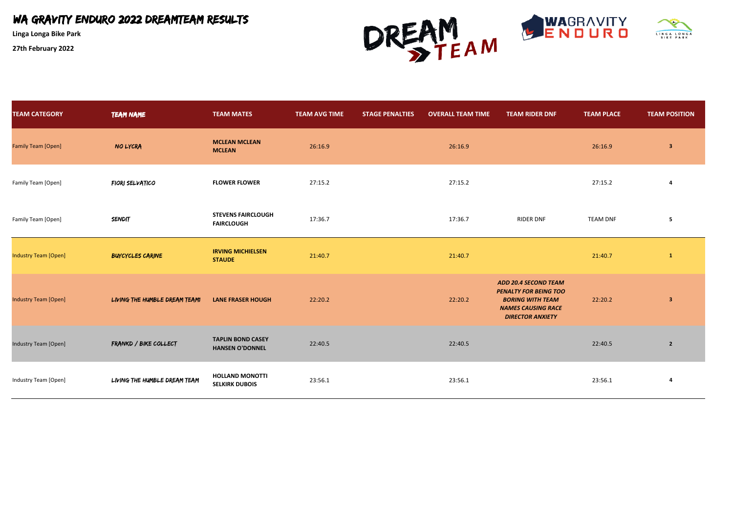# WA GRAVITY ENDURO 2022 DREAMTEAM RESULTS

**Linga Longa Bike Park**

**27th February 2022**

| TEAM CATEGORY | TEAM NAME | TEAM MATES | TEAM AVG TIME | STAGE PENALTIES | OVERALL TEAM TIME | TEAM RIDER DNF | TEAM PLACE | TEAM POSITION |
|---|---|---|---|---|---|---|---|---|
| Family Team [Open] | NO LYCRA | **MCLEAN MCLEAN MCLEAN** | 26:16.9 | | 26:16.9 | | 26:16.9 | **3** |
| Family Team [Open] | FIORI SELVATICO | **FLOWER FLOWER** | 27:15.2 | | 27:15.2 | | 27:15.2 | **4** |
| Family Team [Open] | SENDIT | **STEVENS FAIRCLOUGH FAIRCLOUGH** | 17:36.7 | | 17:36.7 | RIDER DNF | TEAM DNF | **5** |
| Industry Team [Open] | BUYCYCLES CARINE | **IRVING MICHIELSEN STAUDE** | 21:40.7 | | 21:40.7 | | 21:40.7 | **1** |
| Industry Team [Open] | LIVING THE HUMBLE DREAM TEAM! | **LANE FRASER HOUGH** | 22:20.2 | | 22:20.2 | ***ADD 20.4 SECOND TEAM PENALTY FOR BEING TOO BORING WITH TEAM NAMES CAUSING RACE DIRECTOR ANXIETY*** | 22:20.2 | **3** |
| Industry Team [Open] | FRANKD / BIKE COLLECT | **TAPLIN BOND CASEY HANSEN O'DONNEL** | 22:40.5 | | 22:40.5 | | 22:40.5 | **2** |
| Industry Team [Open] | LIVING THE HUMBLE DREAM TEAM | **HOLLAND MONOTTI SELKIRK DUBOIS** | 23:56.1 | | 23:56.1 | | 23:56.1 | **4** |